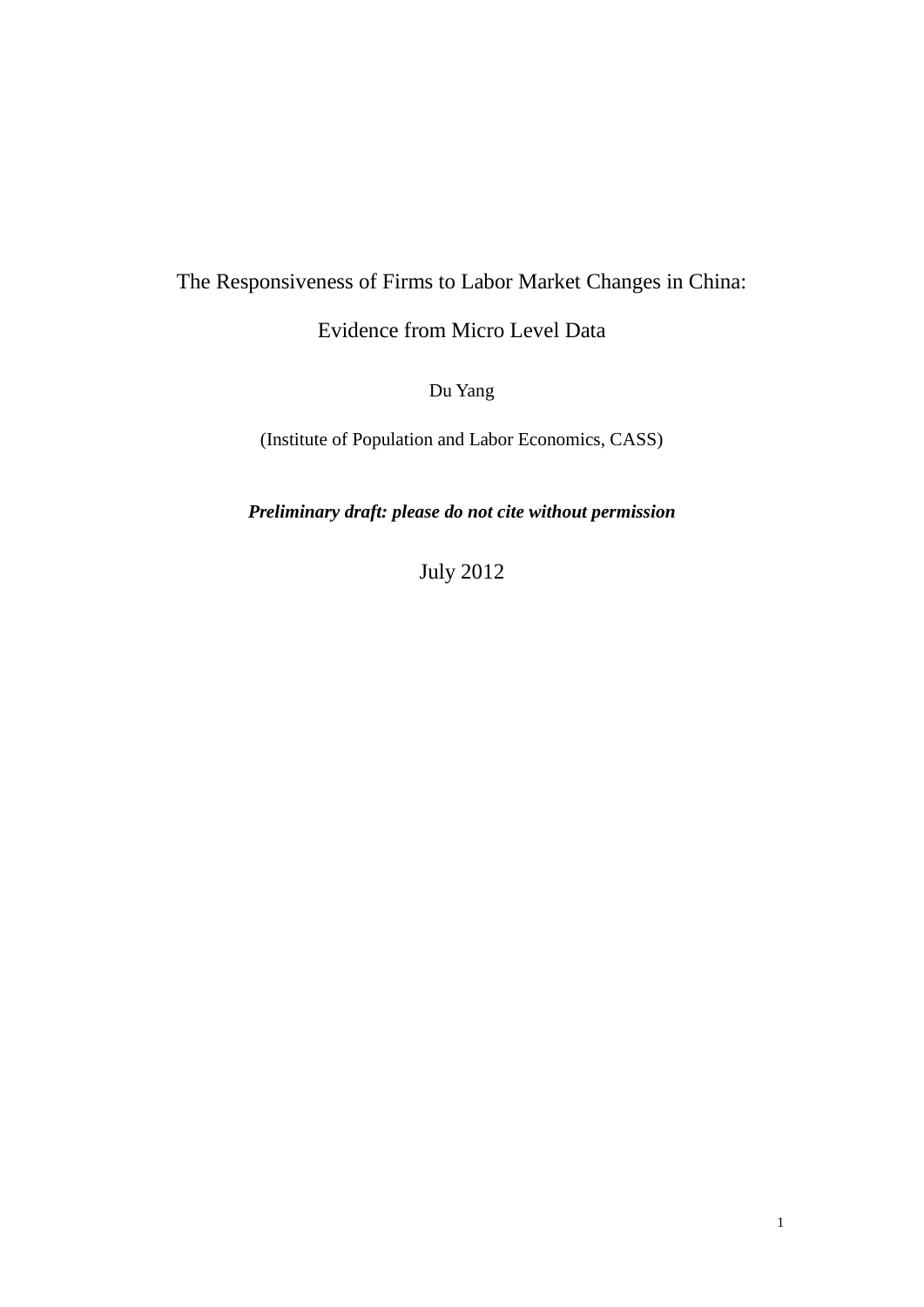# The Responsiveness of Firms to Labor Market Changes in China: Evidence from Micro Level Data

Du Yang

(Institute of Population and Labor Economics, CASS)

***Preliminary draft: please do not cite without permission***

July 2012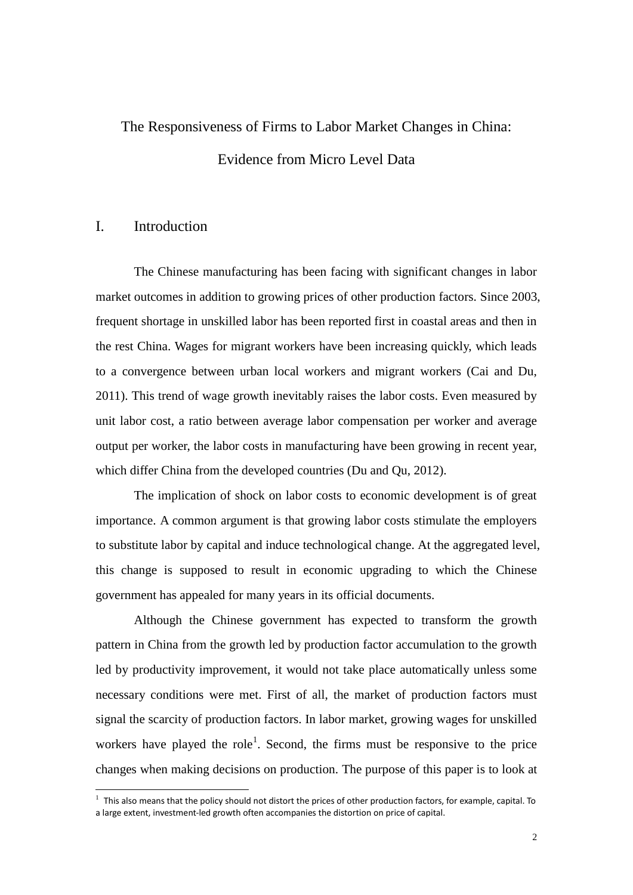# The Responsiveness of Firms to Labor Market Changes in China: Evidence from Micro Level Data

## I. Introduction

The Chinese manufacturing has been facing with significant changes in labor market outcomes in addition to growing prices of other production factors. Since 2003, frequent shortage in unskilled labor has been reported first in coastal areas and then in the rest China. Wages for migrant workers have been increasing quickly, which leads to a convergence between urban local workers and migrant workers (Cai and Du, 2011). This trend of wage growth inevitably raises the labor costs. Even measured by unit labor cost, a ratio between average labor compensation per worker and average output per worker, the labor costs in manufacturing have been growing in recent year, which differ China from the developed countries (Du and Qu, 2012).

The implication of shock on labor costs to economic development is of great importance. A common argument is that growing labor costs stimulate the employers to substitute labor by capital and induce technological change. At the aggregated level, this change is supposed to result in economic upgrading to which the Chinese government has appealed for many years in its official documents.

Although the Chinese government has expected to transform the growth pattern in China from the growth led by production factor accumulation to the growth led by productivity improvement, it would not take place automatically unless some necessary conditions were met. First of all, the market of production factors must signal the scarcity of production factors. In labor market, growing wages for unskilled workers have played the role[1]. Second, the firms must be responsive to the price changes when making decisions on production. The purpose of this paper is to look at

[1] This also means that the policy should not distort the prices of other production factors, for example, capital. To a large extent, investment-led growth often accompanies the distortion on price of capital.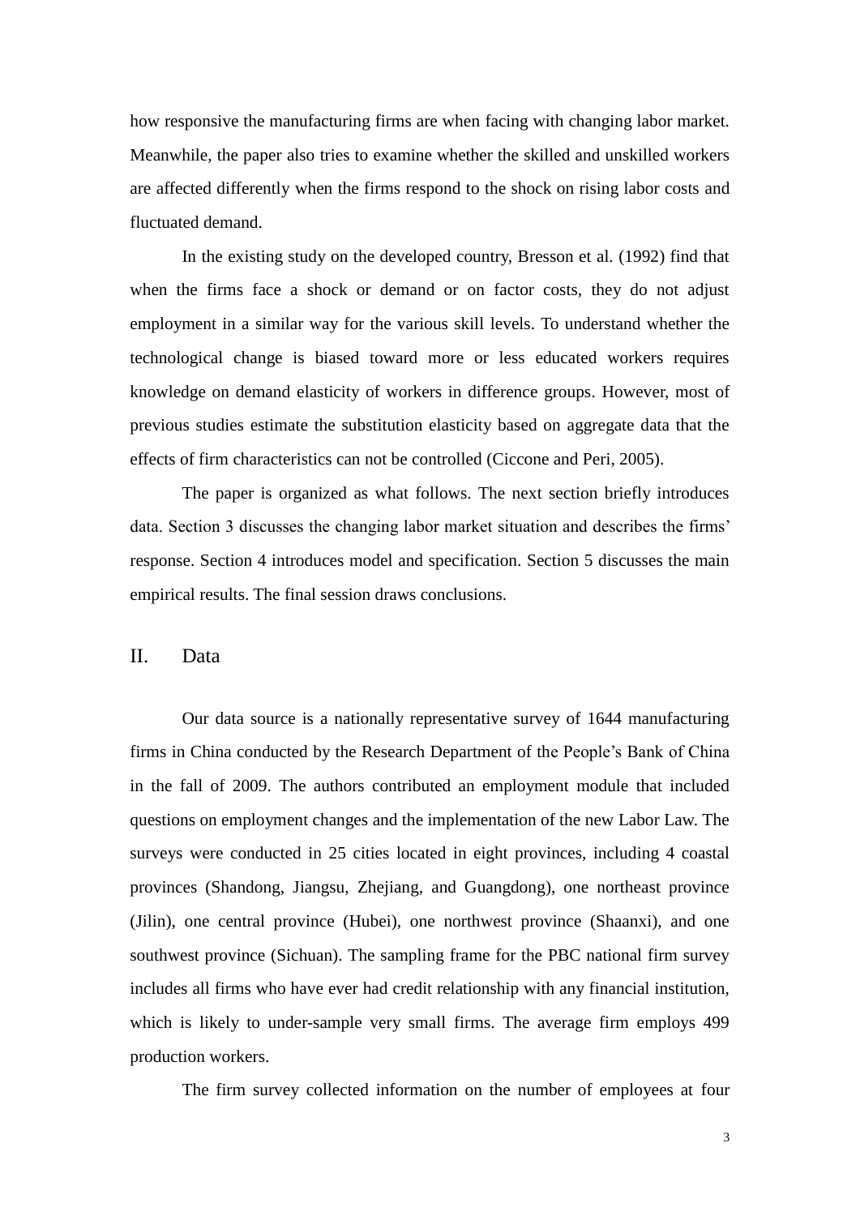how responsive the manufacturing firms are when facing with changing labor market. Meanwhile, the paper also tries to examine whether the skilled and unskilled workers are affected differently when the firms respond to the shock on rising labor costs and fluctuated demand.

In the existing study on the developed country, Bresson et al. (1992) find that when the firms face a shock or demand or on factor costs, they do not adjust employment in a similar way for the various skill levels. To understand whether the technological change is biased toward more or less educated workers requires knowledge on demand elasticity of workers in difference groups. However, most of previous studies estimate the substitution elasticity based on aggregate data that the effects of firm characteristics can not be controlled (Ciccone and Peri, 2005).

The paper is organized as what follows. The next section briefly introduces data. Section 3 discusses the changing labor market situation and describes the firms' response. Section 4 introduces model and specification. Section 5 discusses the main empirical results. The final session draws conclusions.

## II. Data

Our data source is a nationally representative survey of 1644 manufacturing firms in China conducted by the Research Department of the People's Bank of China in the fall of 2009. The authors contributed an employment module that included questions on employment changes and the implementation of the new Labor Law. The surveys were conducted in 25 cities located in eight provinces, including 4 coastal provinces (Shandong, Jiangsu, Zhejiang, and Guangdong), one northeast province (Jilin), one central province (Hubei), one northwest province (Shaanxi), and one southwest province (Sichuan). The sampling frame for the PBC national firm survey includes all firms who have ever had credit relationship with any financial institution, which is likely to under-sample very small firms. The average firm employs 499 production workers.

The firm survey collected information on the number of employees at four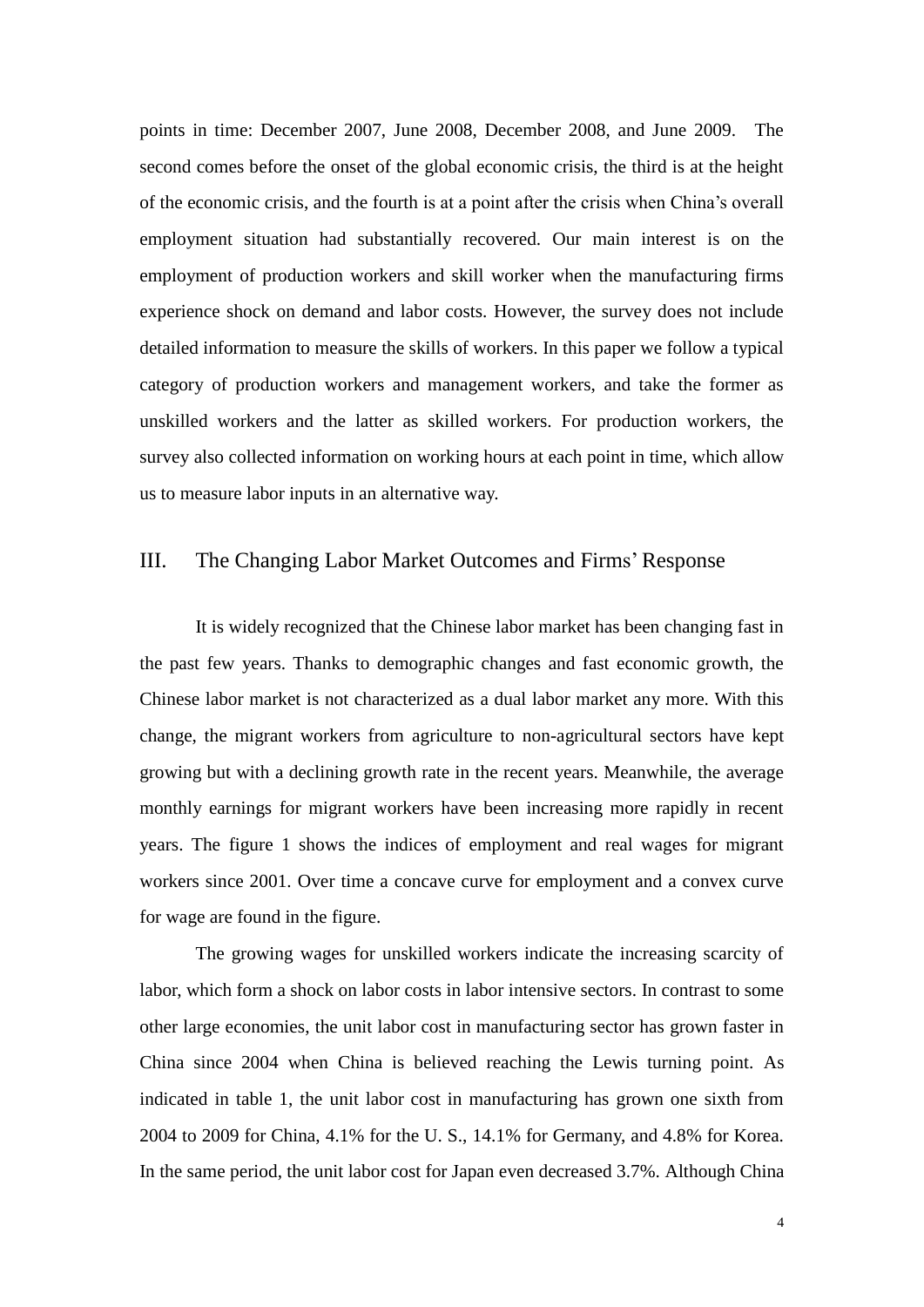points in time: December 2007, June 2008, December 2008, and June 2009. The second comes before the onset of the global economic crisis, the third is at the height of the economic crisis, and the fourth is at a point after the crisis when China's overall employment situation had substantially recovered. Our main interest is on the employment of production workers and skill worker when the manufacturing firms experience shock on demand and labor costs. However, the survey does not include detailed information to measure the skills of workers. In this paper we follow a typical category of production workers and management workers, and take the former as unskilled workers and the latter as skilled workers. For production workers, the survey also collected information on working hours at each point in time, which allow us to measure labor inputs in an alternative way.

## III. The Changing Labor Market Outcomes and Firms' Response

It is widely recognized that the Chinese labor market has been changing fast in the past few years. Thanks to demographic changes and fast economic growth, the Chinese labor market is not characterized as a dual labor market any more. With this change, the migrant workers from agriculture to non-agricultural sectors have kept growing but with a declining growth rate in the recent years. Meanwhile, the average monthly earnings for migrant workers have been increasing more rapidly in recent years. The figure 1 shows the indices of employment and real wages for migrant workers since 2001. Over time a concave curve for employment and a convex curve for wage are found in the figure.

The growing wages for unskilled workers indicate the increasing scarcity of labor, which form a shock on labor costs in labor intensive sectors. In contrast to some other large economies, the unit labor cost in manufacturing sector has grown faster in China since 2004 when China is believed reaching the Lewis turning point. As indicated in table 1, the unit labor cost in manufacturing has grown one sixth from 2004 to 2009 for China, 4.1% for the U. S., 14.1% for Germany, and 4.8% for Korea. In the same period, the unit labor cost for Japan even decreased 3.7%. Although China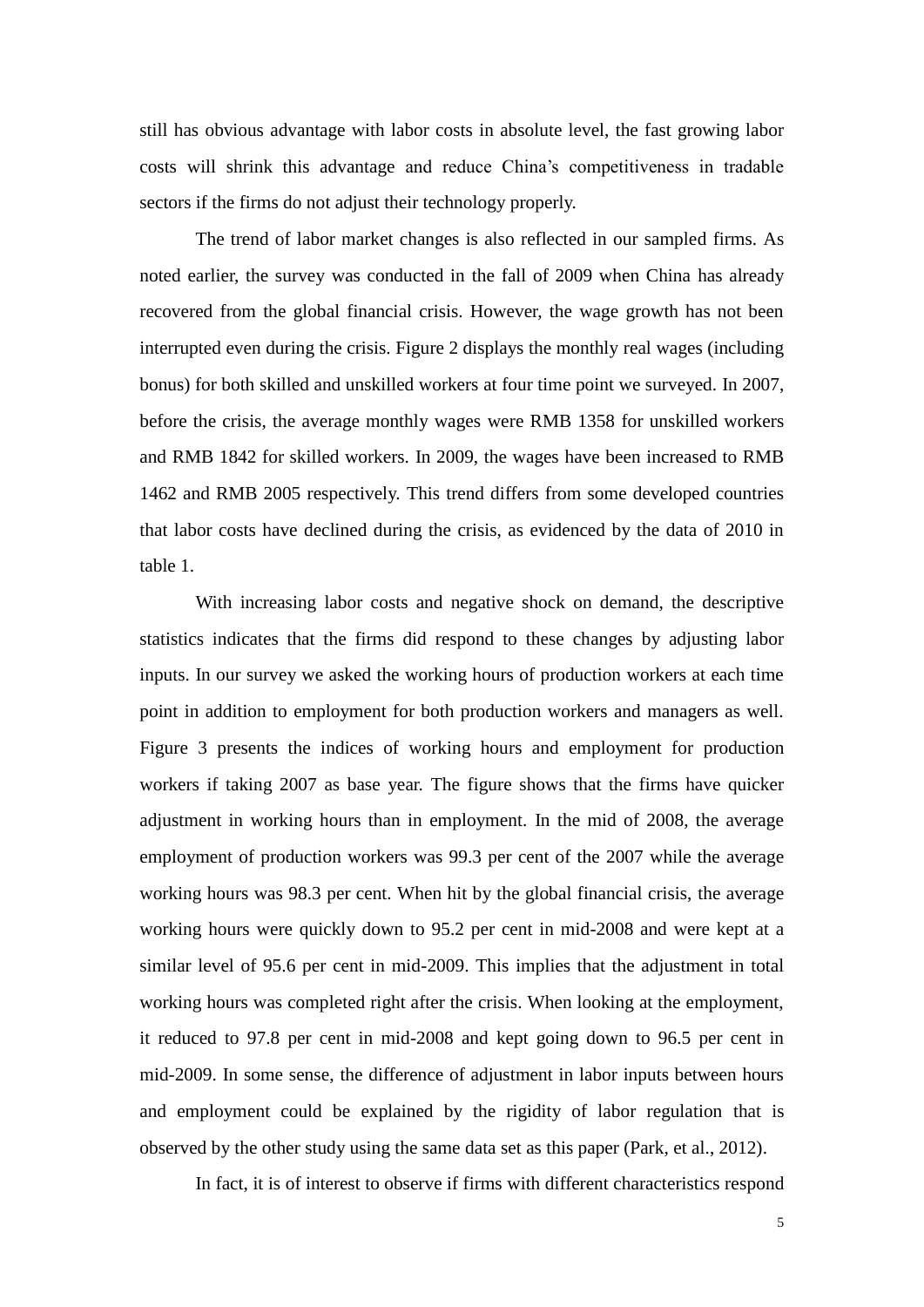still has obvious advantage with labor costs in absolute level, the fast growing labor costs will shrink this advantage and reduce China's competitiveness in tradable sectors if the firms do not adjust their technology properly.

The trend of labor market changes is also reflected in our sampled firms. As noted earlier, the survey was conducted in the fall of 2009 when China has already recovered from the global financial crisis. However, the wage growth has not been interrupted even during the crisis. Figure 2 displays the monthly real wages (including bonus) for both skilled and unskilled workers at four time point we surveyed. In 2007, before the crisis, the average monthly wages were RMB 1358 for unskilled workers and RMB 1842 for skilled workers. In 2009, the wages have been increased to RMB 1462 and RMB 2005 respectively. This trend differs from some developed countries that labor costs have declined during the crisis, as evidenced by the data of 2010 in table 1.

With increasing labor costs and negative shock on demand, the descriptive statistics indicates that the firms did respond to these changes by adjusting labor inputs. In our survey we asked the working hours of production workers at each time point in addition to employment for both production workers and managers as well. Figure 3 presents the indices of working hours and employment for production workers if taking 2007 as base year. The figure shows that the firms have quicker adjustment in working hours than in employment. In the mid of 2008, the average employment of production workers was 99.3 per cent of the 2007 while the average working hours was 98.3 per cent. When hit by the global financial crisis, the average working hours were quickly down to 95.2 per cent in mid-2008 and were kept at a similar level of 95.6 per cent in mid-2009. This implies that the adjustment in total working hours was completed right after the crisis. When looking at the employment, it reduced to 97.8 per cent in mid-2008 and kept going down to 96.5 per cent in mid-2009. In some sense, the difference of adjustment in labor inputs between hours and employment could be explained by the rigidity of labor regulation that is observed by the other study using the same data set as this paper (Park, et al., 2012).

In fact, it is of interest to observe if firms with different characteristics respond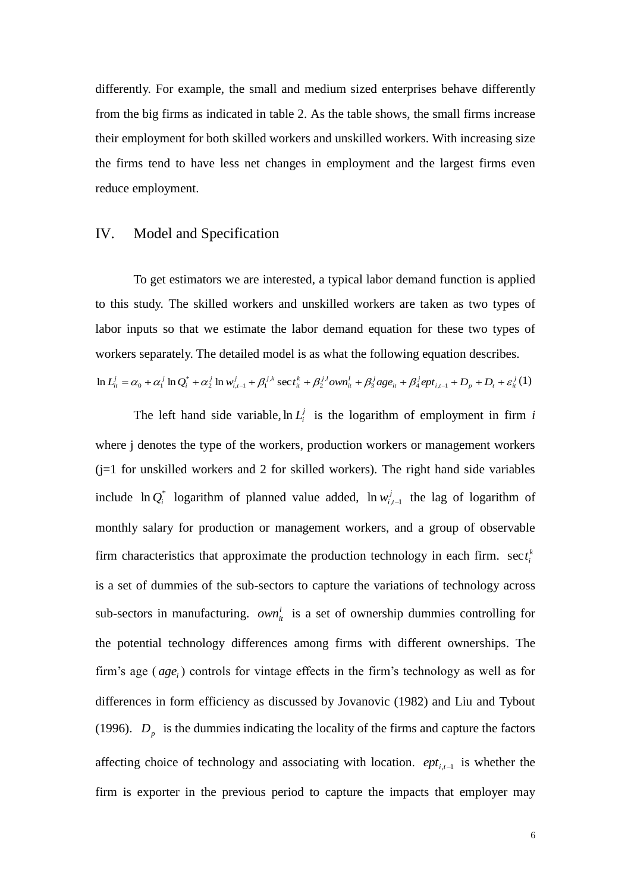differently. For example, the small and medium sized enterprises behave differently from the big firms as indicated in table 2. As the table shows, the small firms increase their employment for both skilled workers and unskilled workers. With increasing size the firms tend to have less net changes in employment and the largest firms even reduce employment.

## IV. Model and Specification

To get estimators we are interested, a typical labor demand function is applied to this study. The skilled workers and unskilled workers are taken as two types of labor inputs so that we estimate the labor demand equation for these two types of workers separately. The detailed model is as what the following equation describes.

$$\ln L_{it}^{j} = \alpha_0 + \alpha_1^{j} \ln Q_i^{*} + \alpha_2^{j} \ln w_{i,t-1}^{j} + \beta_1^{j,k} \operatorname{sec}t_{it}^{k} + \beta_2^{j,l} own_{it}^{l} + \beta_3^{j} age_{it} + \beta_4^{j} ept_{i,t-1} + D_p + D_t + \varepsilon_{it}^{j} \quad (1)$$

The left hand side variable, $\ln L_i^j$ is the logarithm of employment in firm $i$ where j denotes the type of the workers, production workers or management workers (j=1 for unskilled workers and 2 for skilled workers). The right hand side variables include $\ln Q_i^*$ logarithm of planned value added, $\ln w_{i,t-1}^j$ the lag of logarithm of monthly salary for production or management workers, and a group of observable firm characteristics that approximate the production technology in each firm. $\operatorname{sec}t_i^k$ is a set of dummies of the sub-sectors to capture the variations of technology across sub-sectors in manufacturing. $own_{it}^l$ is a set of ownership dummies controlling for the potential technology differences among firms with different ownerships. The firm's age ($age_i$) controls for vintage effects in the firm's technology as well as for differences in form efficiency as discussed by Jovanovic (1982) and Liu and Tybout (1996). $D_p$ is the dummies indicating the locality of the firms and capture the factors affecting choice of technology and associating with location. $ept_{i,t-1}$ is whether the firm is exporter in the previous period to capture the impacts that employer may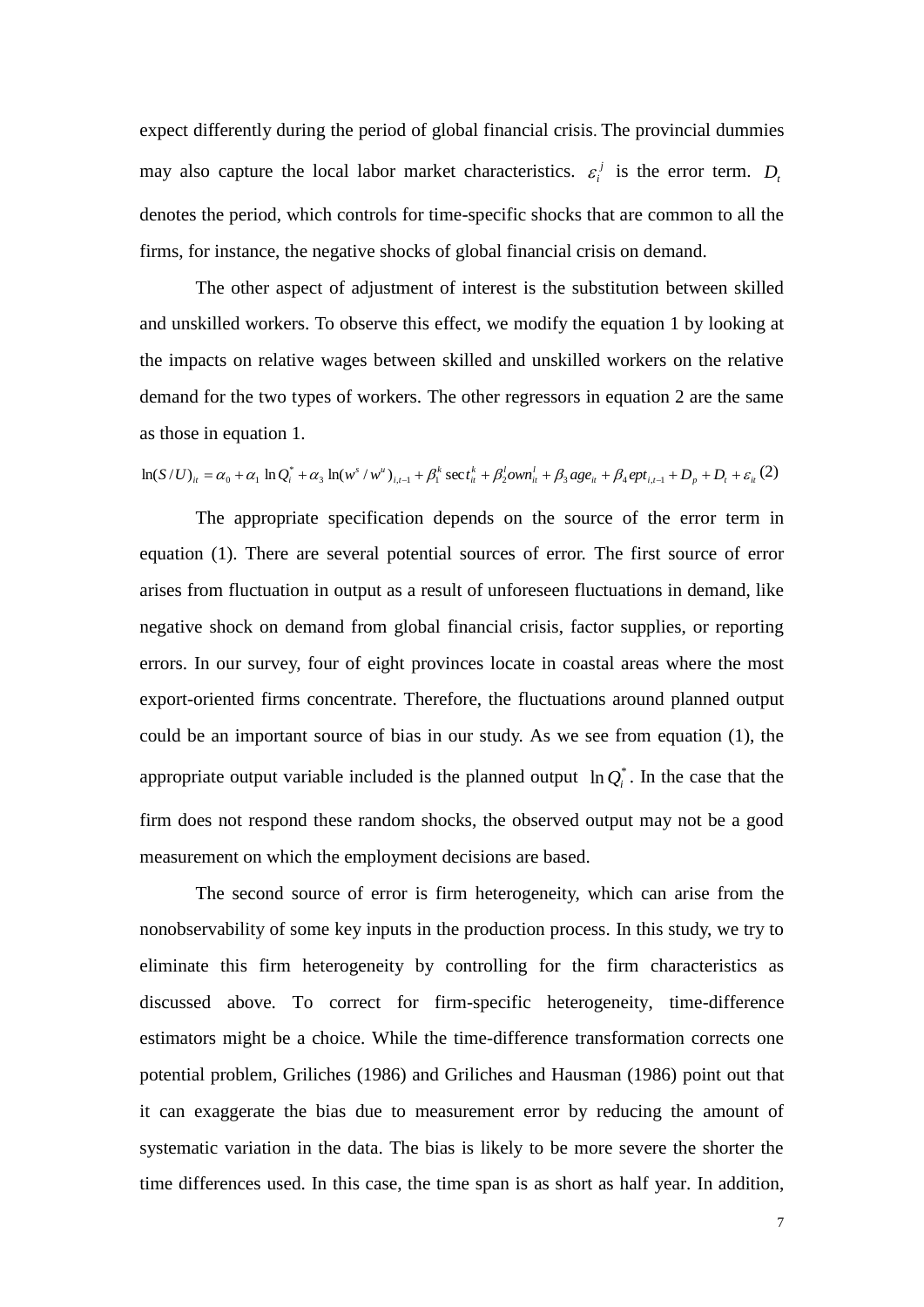expect differently during the period of global financial crisis. The provincial dummies may also capture the local labor market characteristics. $\varepsilon_i^j$ is the error term. $D_t$ denotes the period, which controls for time-specific shocks that are common to all the firms, for instance, the negative shocks of global financial crisis on demand.

The other aspect of adjustment of interest is the substitution between skilled and unskilled workers. To observe this effect, we modify the equation 1 by looking at the impacts on relative wages between skilled and unskilled workers on the relative demand for the two types of workers. The other regressors in equation 2 are the same as those in equation 1.

$$\ln(S/U)_{it} = \alpha_0 + \alpha_1 \ln Q_i^* + \alpha_3 \ln(w^s / w^u)_{i,t-1} + \beta_1^k \sec t_{it}^k + \beta_2^l own_{it}^l + \beta_3 age_{it} + \beta_4 ept_{i,t-1} + D_p + D_t + \varepsilon_{it} \quad (2)$$

The appropriate specification depends on the source of the error term in equation (1). There are several potential sources of error. The first source of error arises from fluctuation in output as a result of unforeseen fluctuations in demand, like negative shock on demand from global financial crisis, factor supplies, or reporting errors. In our survey, four of eight provinces locate in coastal areas where the most export-oriented firms concentrate. Therefore, the fluctuations around planned output could be an important source of bias in our study. As we see from equation (1), the appropriate output variable included is the planned output $\ln Q_i^*$. In the case that the firm does not respond these random shocks, the observed output may not be a good measurement on which the employment decisions are based.

The second source of error is firm heterogeneity, which can arise from the nonobservability of some key inputs in the production process. In this study, we try to eliminate this firm heterogeneity by controlling for the firm characteristics as discussed above. To correct for firm-specific heterogeneity, time-difference estimators might be a choice. While the time-difference transformation corrects one potential problem, Griliches (1986) and Griliches and Hausman (1986) point out that it can exaggerate the bias due to measurement error by reducing the amount of systematic variation in the data. The bias is likely to be more severe the shorter the time differences used. In this case, the time span is as short as half year. In addition,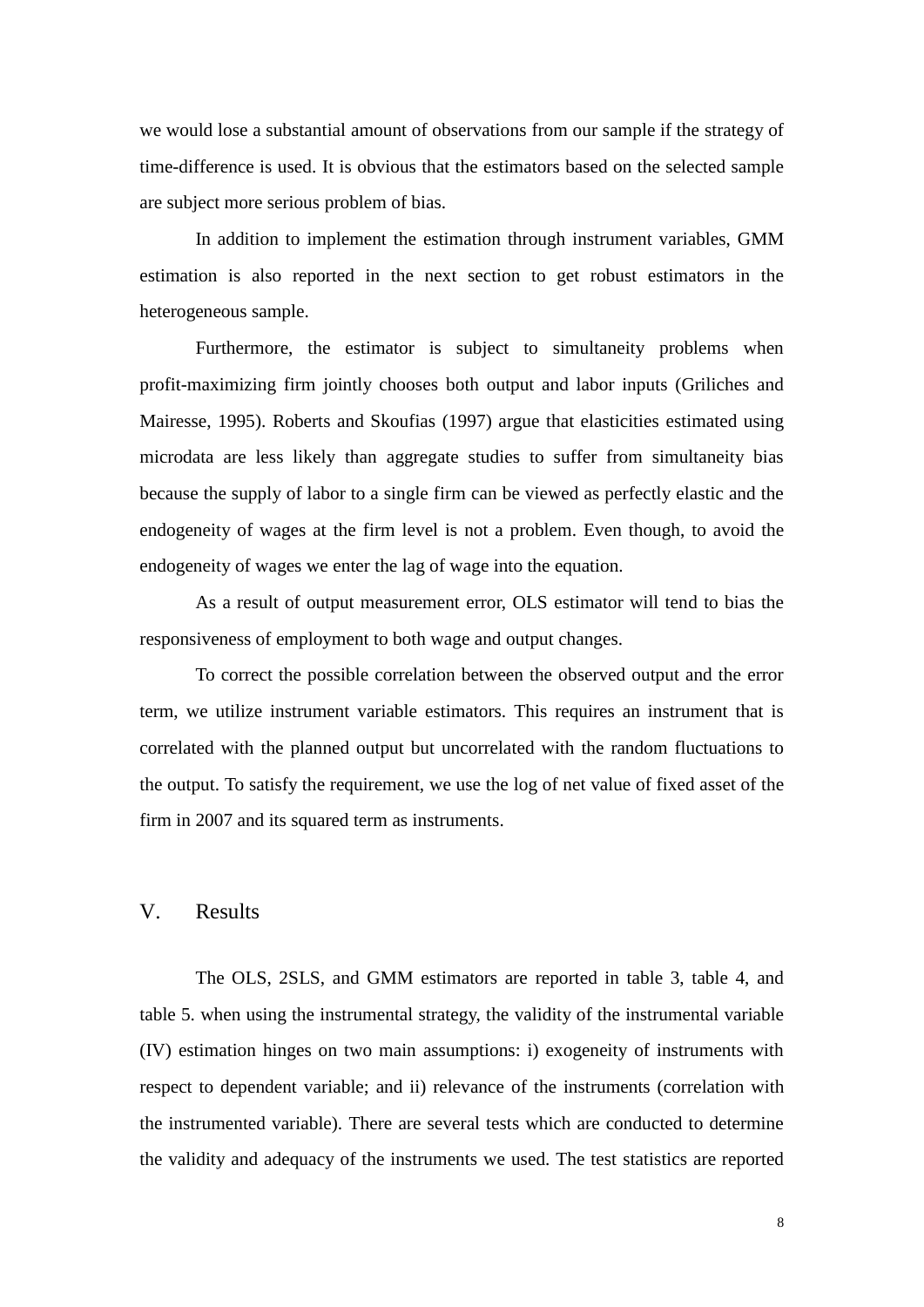we would lose a substantial amount of observations from our sample if the strategy of time-difference is used. It is obvious that the estimators based on the selected sample are subject more serious problem of bias.

In addition to implement the estimation through instrument variables, GMM estimation is also reported in the next section to get robust estimators in the heterogeneous sample.

Furthermore, the estimator is subject to simultaneity problems when profit-maximizing firm jointly chooses both output and labor inputs (Griliches and Mairesse, 1995). Roberts and Skoufias (1997) argue that elasticities estimated using microdata are less likely than aggregate studies to suffer from simultaneity bias because the supply of labor to a single firm can be viewed as perfectly elastic and the endogeneity of wages at the firm level is not a problem. Even though, to avoid the endogeneity of wages we enter the lag of wage into the equation.

As a result of output measurement error, OLS estimator will tend to bias the responsiveness of employment to both wage and output changes.

To correct the possible correlation between the observed output and the error term, we utilize instrument variable estimators. This requires an instrument that is correlated with the planned output but uncorrelated with the random fluctuations to the output. To satisfy the requirement, we use the log of net value of fixed asset of the firm in 2007 and its squared term as instruments.

## V. Results

The OLS, 2SLS, and GMM estimators are reported in table 3, table 4, and table 5. when using the instrumental strategy, the validity of the instrumental variable (IV) estimation hinges on two main assumptions: i) exogeneity of instruments with respect to dependent variable; and ii) relevance of the instruments (correlation with the instrumented variable). There are several tests which are conducted to determine the validity and adequacy of the instruments we used. The test statistics are reported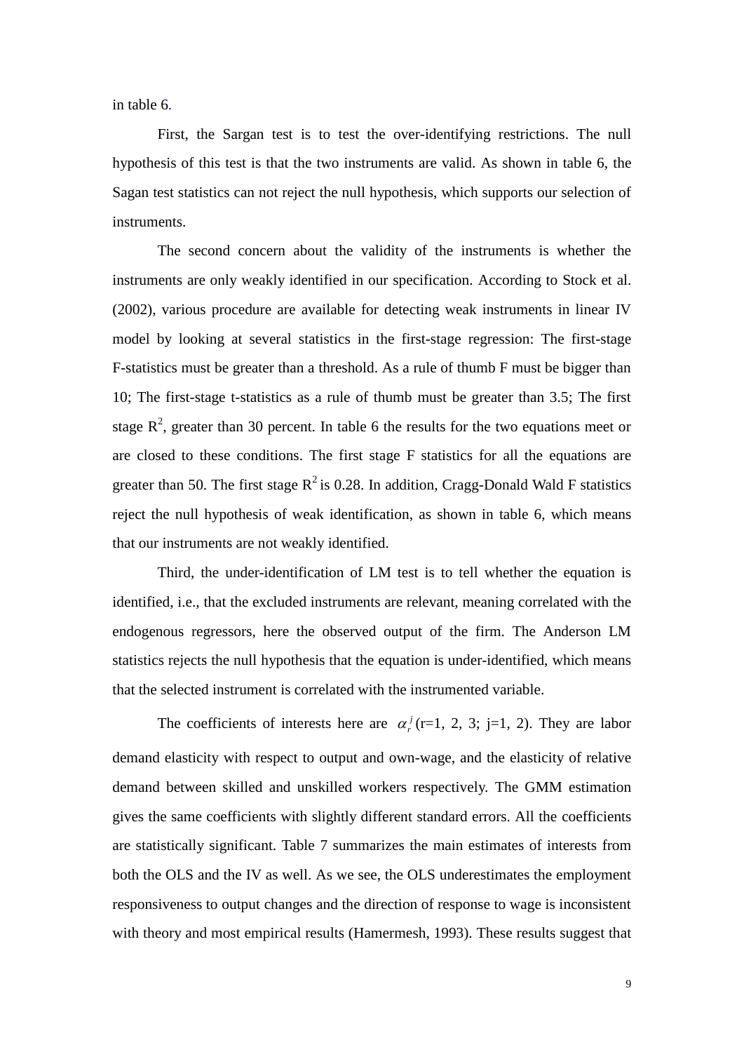in table 6.

First, the Sargan test is to test the over-identifying restrictions. The null hypothesis of this test is that the two instruments are valid. As shown in table 6, the Sagan test statistics can not reject the null hypothesis, which supports our selection of instruments.

The second concern about the validity of the instruments is whether the instruments are only weakly identified in our specification. According to Stock et al. (2002), various procedure are available for detecting weak instruments in linear IV model by looking at several statistics in the first-stage regression: The first-stage F-statistics must be greater than a threshold. As a rule of thumb F must be bigger than 10; The first-stage t-statistics as a rule of thumb must be greater than 3.5; The first stage $R^2$, greater than 30 percent. In table 6 the results for the two equations meet or are closed to these conditions. The first stage F statistics for all the equations are greater than 50. The first stage $R^2$ is 0.28. In addition, Cragg-Donald Wald F statistics reject the null hypothesis of weak identification, as shown in table 6, which means that our instruments are not weakly identified.

Third, the under-identification of LM test is to tell whether the equation is identified, i.e., that the excluded instruments are relevant, meaning correlated with the endogenous regressors, here the observed output of the firm. The Anderson LM statistics rejects the null hypothesis that the equation is under-identified, which means that the selected instrument is correlated with the instrumented variable.

The coefficients of interests here are $\alpha_r^j$ (r=1, 2, 3; j=1, 2). They are labor demand elasticity with respect to output and own-wage, and the elasticity of relative demand between skilled and unskilled workers respectively. The GMM estimation gives the same coefficients with slightly different standard errors. All the coefficients are statistically significant. Table 7 summarizes the main estimates of interests from both the OLS and the IV as well. As we see, the OLS underestimates the employment responsiveness to output changes and the direction of response to wage is inconsistent with theory and most empirical results (Hamermesh, 1993). These results suggest that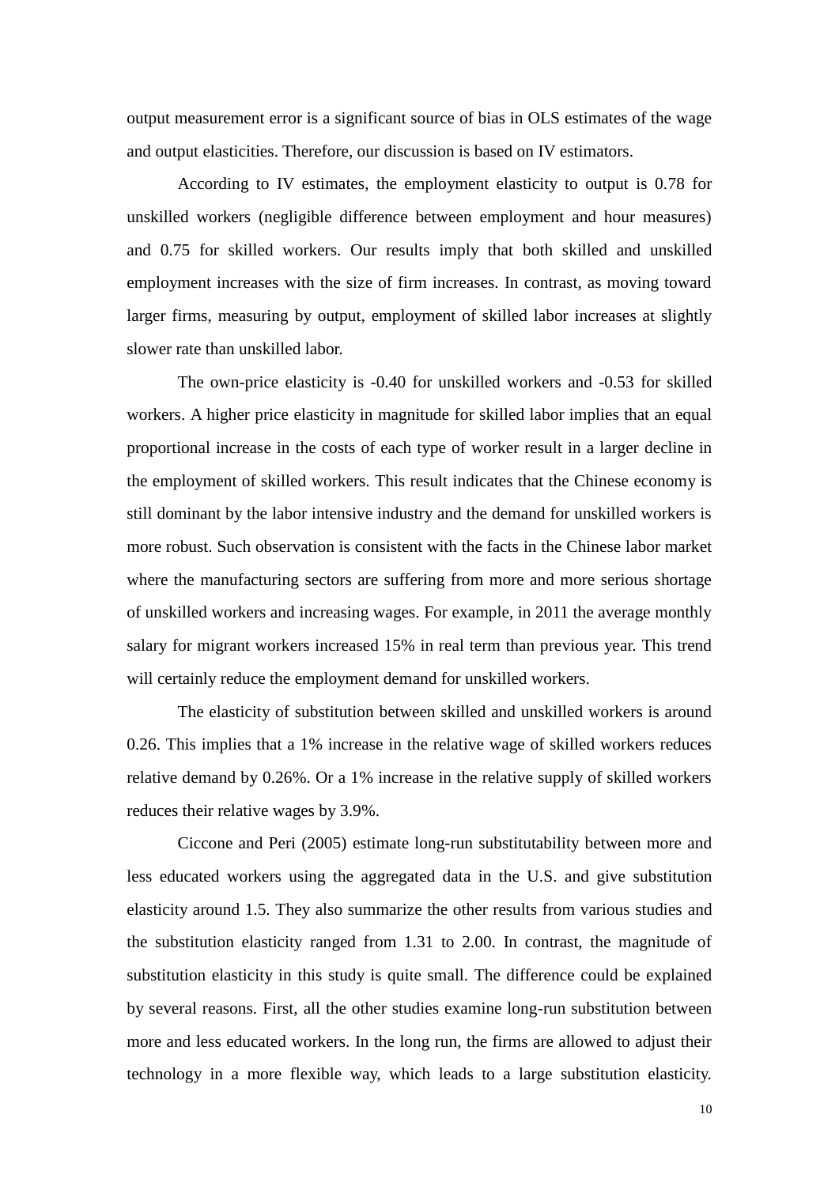output measurement error is a significant source of bias in OLS estimates of the wage and output elasticities. Therefore, our discussion is based on IV estimators.

According to IV estimates, the employment elasticity to output is 0.78 for unskilled workers (negligible difference between employment and hour measures) and 0.75 for skilled workers. Our results imply that both skilled and unskilled employment increases with the size of firm increases. In contrast, as moving toward larger firms, measuring by output, employment of skilled labor increases at slightly slower rate than unskilled labor.

The own-price elasticity is -0.40 for unskilled workers and -0.53 for skilled workers. A higher price elasticity in magnitude for skilled labor implies that an equal proportional increase in the costs of each type of worker result in a larger decline in the employment of skilled workers. This result indicates that the Chinese economy is still dominant by the labor intensive industry and the demand for unskilled workers is more robust. Such observation is consistent with the facts in the Chinese labor market where the manufacturing sectors are suffering from more and more serious shortage of unskilled workers and increasing wages. For example, in 2011 the average monthly salary for migrant workers increased 15% in real term than previous year. This trend will certainly reduce the employment demand for unskilled workers.

The elasticity of substitution between skilled and unskilled workers is around 0.26. This implies that a 1% increase in the relative wage of skilled workers reduces relative demand by 0.26%. Or a 1% increase in the relative supply of skilled workers reduces their relative wages by 3.9%.

Ciccone and Peri (2005) estimate long-run substitutability between more and less educated workers using the aggregated data in the U.S. and give substitution elasticity around 1.5. They also summarize the other results from various studies and the substitution elasticity ranged from 1.31 to 2.00. In contrast, the magnitude of substitution elasticity in this study is quite small. The difference could be explained by several reasons. First, all the other studies examine long-run substitution between more and less educated workers. In the long run, the firms are allowed to adjust their technology in a more flexible way, which leads to a large substitution elasticity.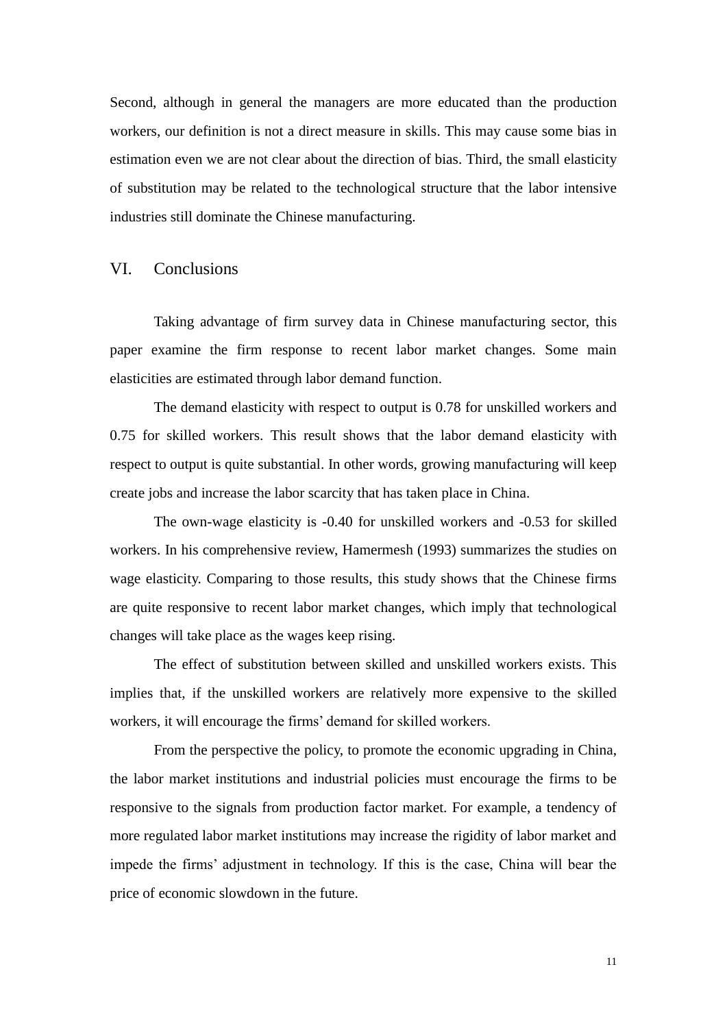Second, although in general the managers are more educated than the production workers, our definition is not a direct measure in skills. This may cause some bias in estimation even we are not clear about the direction of bias. Third, the small elasticity of substitution may be related to the technological structure that the labor intensive industries still dominate the Chinese manufacturing.

## VI. Conclusions

Taking advantage of firm survey data in Chinese manufacturing sector, this paper examine the firm response to recent labor market changes. Some main elasticities are estimated through labor demand function.

The demand elasticity with respect to output is 0.78 for unskilled workers and 0.75 for skilled workers. This result shows that the labor demand elasticity with respect to output is quite substantial. In other words, growing manufacturing will keep create jobs and increase the labor scarcity that has taken place in China.

The own-wage elasticity is -0.40 for unskilled workers and -0.53 for skilled workers. In his comprehensive review, Hamermesh (1993) summarizes the studies on wage elasticity. Comparing to those results, this study shows that the Chinese firms are quite responsive to recent labor market changes, which imply that technological changes will take place as the wages keep rising.

The effect of substitution between skilled and unskilled workers exists. This implies that, if the unskilled workers are relatively more expensive to the skilled workers, it will encourage the firms' demand for skilled workers.

From the perspective the policy, to promote the economic upgrading in China, the labor market institutions and industrial policies must encourage the firms to be responsive to the signals from production factor market. For example, a tendency of more regulated labor market institutions may increase the rigidity of labor market and impede the firms' adjustment in technology. If this is the case, China will bear the price of economic slowdown in the future.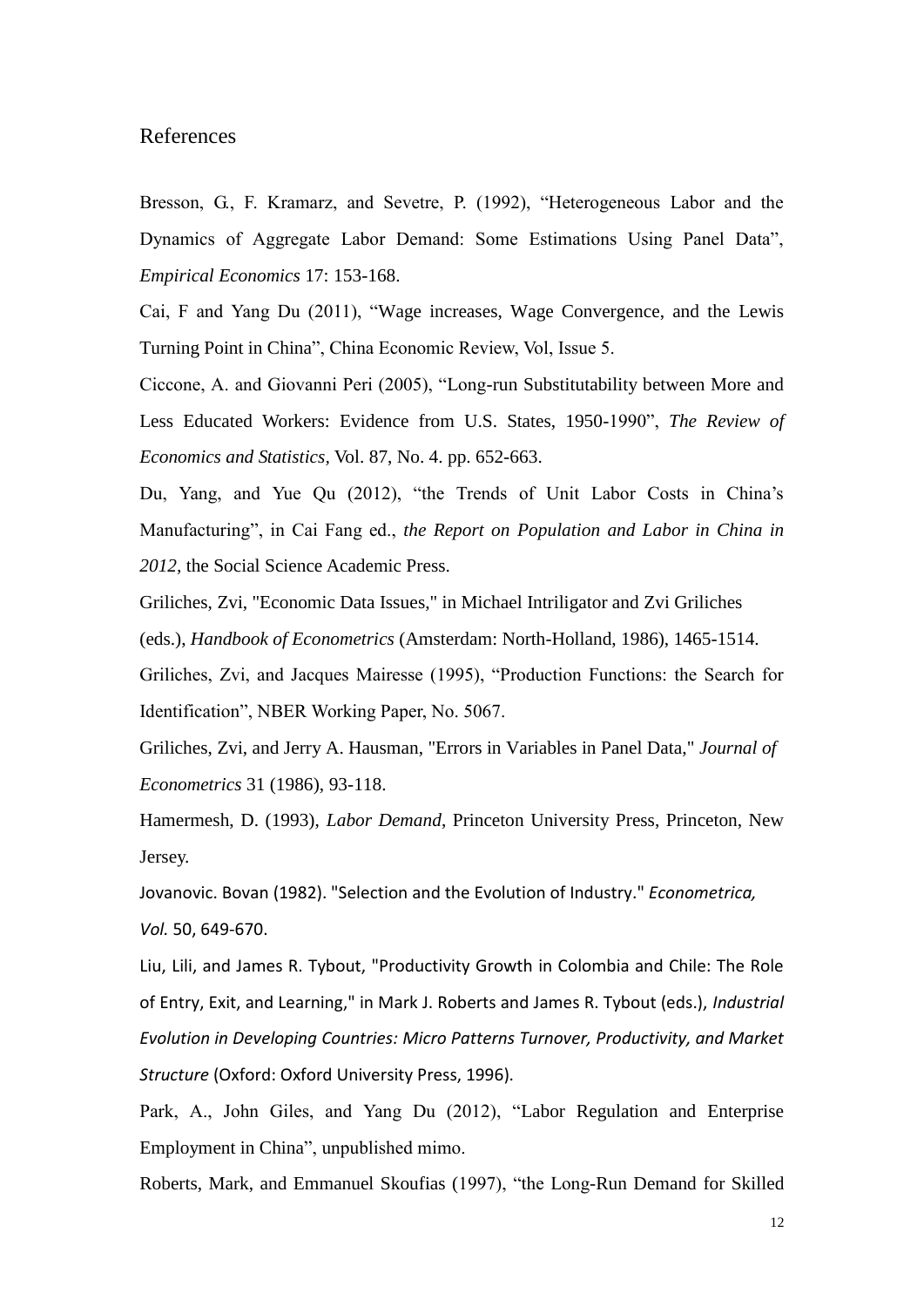# References

Bresson, G., F. Kramarz, and Sevetre, P. (1992), "Heterogeneous Labor and the Dynamics of Aggregate Labor Demand: Some Estimations Using Panel Data", *Empirical Economics* 17: 153-168.

Cai, F and Yang Du (2011), "Wage increases, Wage Convergence, and the Lewis Turning Point in China", China Economic Review, Vol, Issue 5.

Ciccone, A. and Giovanni Peri (2005), "Long-run Substitutability between More and Less Educated Workers: Evidence from U.S. States, 1950-1990", *The Review of Economics and Statistics*, Vol. 87, No. 4. pp. 652-663.

Du, Yang, and Yue Qu (2012), "the Trends of Unit Labor Costs in China's Manufacturing", in Cai Fang ed., *the Report on Population and Labor in China in 2012*, the Social Science Academic Press.

Griliches, Zvi, "Economic Data Issues," in Michael Intriligator and Zvi Griliches (eds.), *Handbook of Econometrics* (Amsterdam: North-Holland, 1986), 1465-1514.

Griliches, Zvi, and Jacques Mairesse (1995), "Production Functions: the Search for Identification", NBER Working Paper, No. 5067.

Griliches, Zvi, and Jerry A. Hausman, "Errors in Variables in Panel Data," *Journal of Econometrics* 31 (1986), 93-118.

Hamermesh, D. (1993), *Labor Demand*, Princeton University Press, Princeton, New Jersey.

Jovanovic. Bovan (1982). "Selection and the Evolution of Industry." *Econometrica, Vol.* 50, 649-670.

Liu, Lili, and James R. Tybout, "Productivity Growth in Colombia and Chile: The Role of Entry, Exit, and Learning," in Mark J. Roberts and James R. Tybout (eds.), *Industrial Evolution in Developing Countries: Micro Patterns Turnover, Productivity, and Market Structure* (Oxford: Oxford University Press, 1996).

Park, A., John Giles, and Yang Du (2012), "Labor Regulation and Enterprise Employment in China", unpublished mimo.

Roberts, Mark, and Emmanuel Skoufias (1997), "the Long-Run Demand for Skilled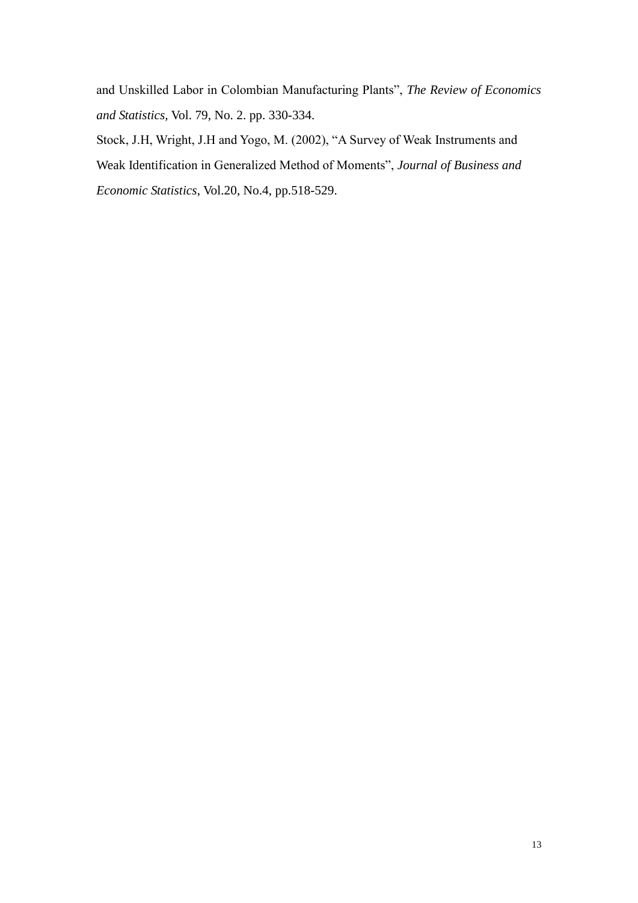and Unskilled Labor in Colombian Manufacturing Plants", *The Review of Economics and Statistics,* Vol. 79, No. 2. pp. 330-334.

Stock, J.H, Wright, J.H and Yogo, M. (2002), "A Survey of Weak Instruments and Weak Identification in Generalized Method of Moments", *Journal of Business and Economic Statistics*, Vol.20, No.4, pp.518-529.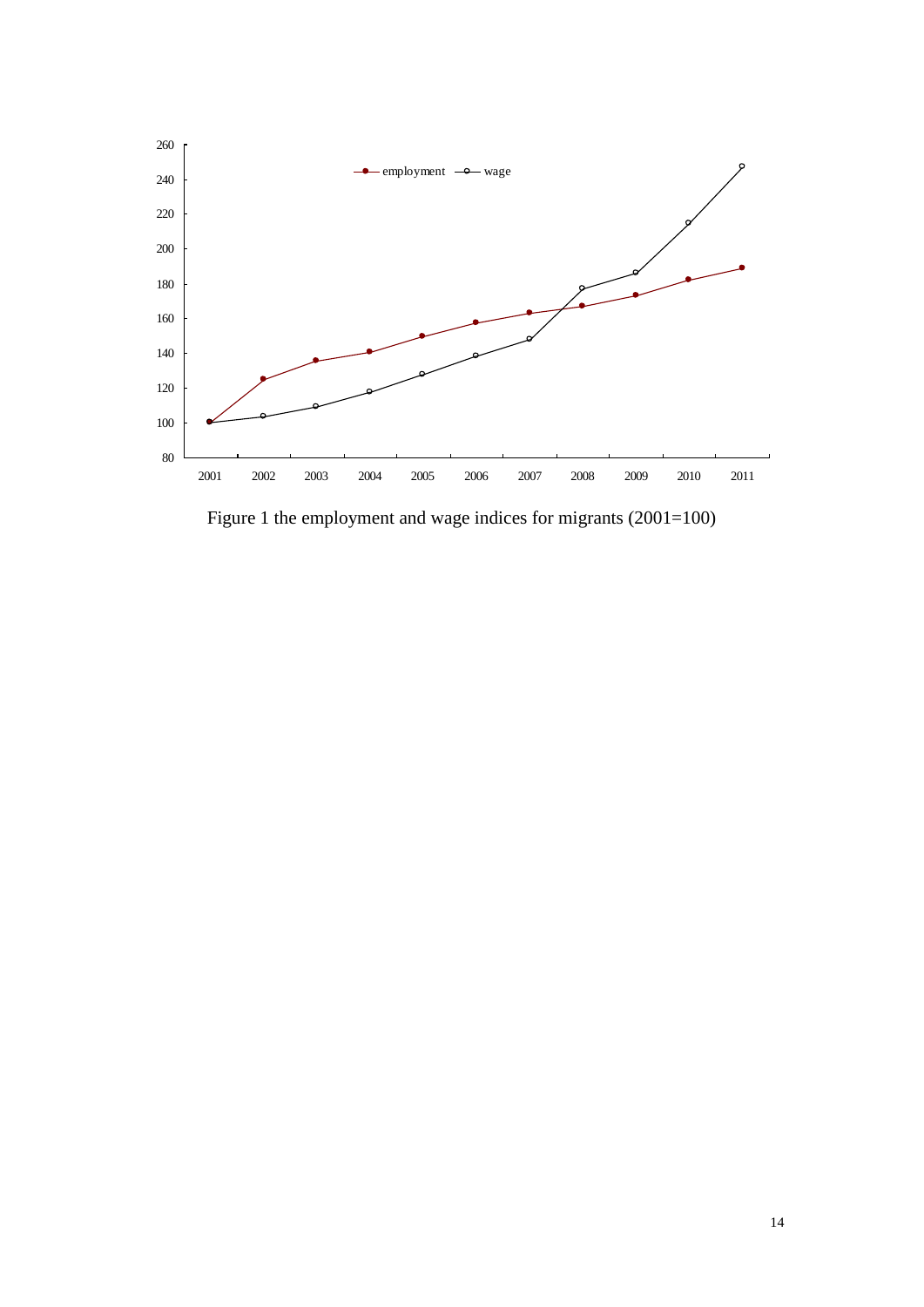Figure 1 the employment and wage indices for migrants (2001=100)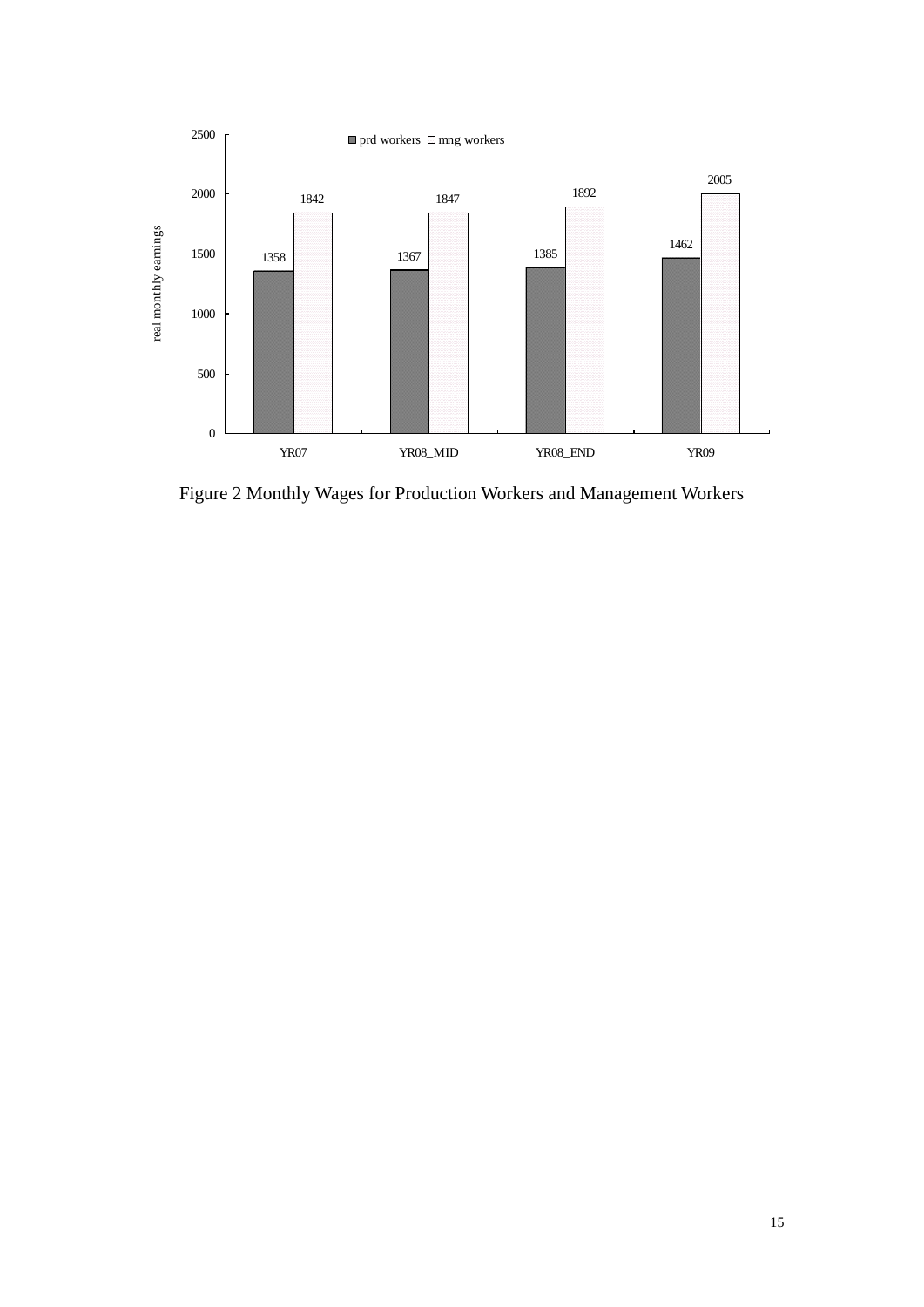| | prd workers | mng workers |
|---|---|---|
| YR07 | 1358 | 1842 |
| YR08_MID | 1367 | 1847 |
| YR08_END | 1385 | 1892 |
| YR09 | 1462 | 2005 |

Figure 2 Monthly Wages for Production Workers and Management Workers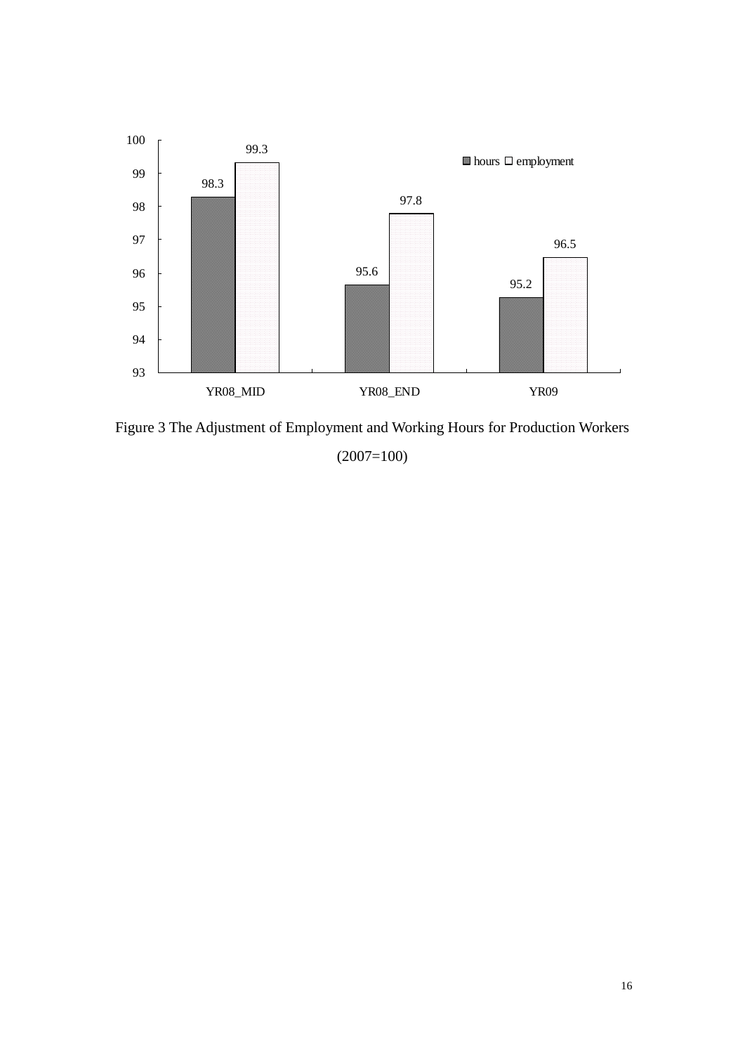Figure 3 The Adjustment of Employment and Working Hours for Production Workers

(2007=100)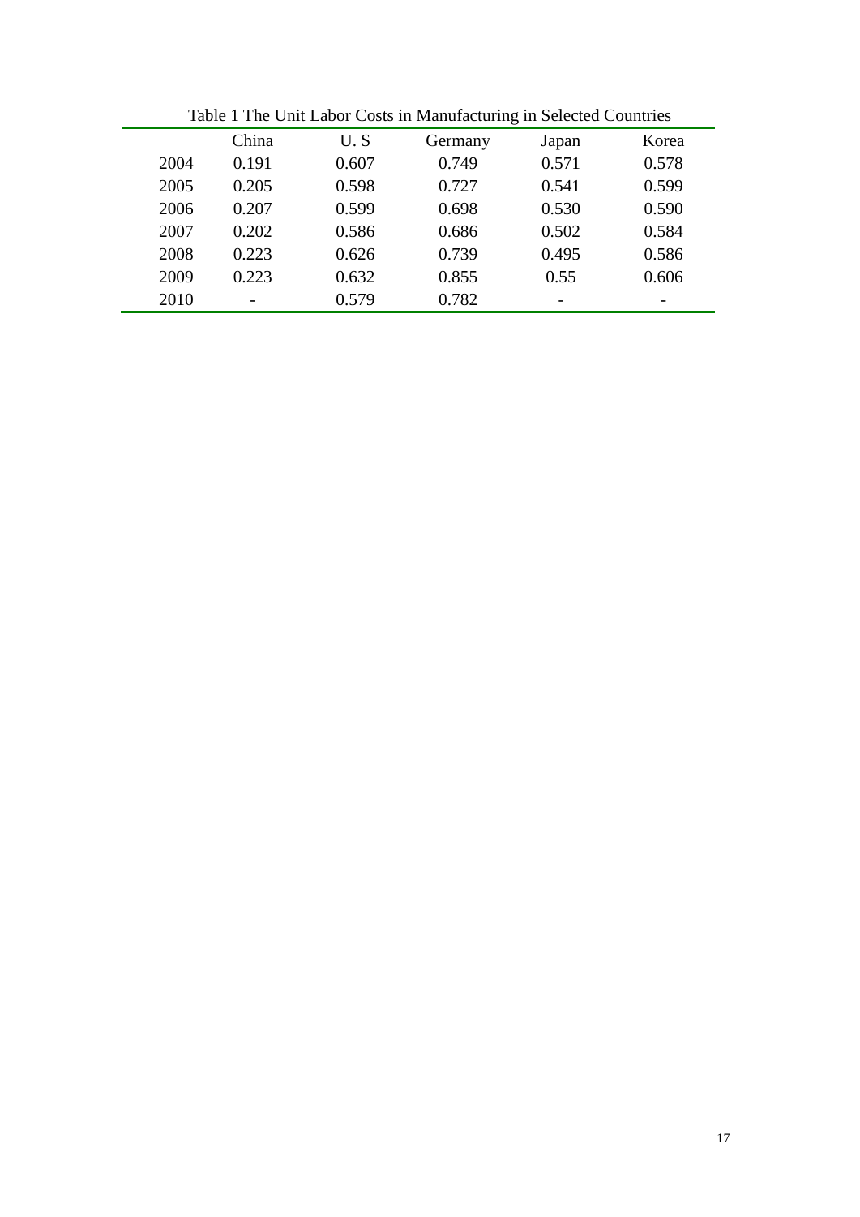Table 1 The Unit Labor Costs in Manufacturing in Selected Countries

| | China | U. S | Germany | Japan | Korea |
|---|---|---|---|---|---|
| 2004 | 0.191 | 0.607 | 0.749 | 0.571 | 0.578 |
| 2005 | 0.205 | 0.598 | 0.727 | 0.541 | 0.599 |
| 2006 | 0.207 | 0.599 | 0.698 | 0.530 | 0.590 |
| 2007 | 0.202 | 0.586 | 0.686 | 0.502 | 0.584 |
| 2008 | 0.223 | 0.626 | 0.739 | 0.495 | 0.586 |
| 2009 | 0.223 | 0.632 | 0.855 | 0.55 | 0.606 |
| 2010 | - | 0.579 | 0.782 | - | - |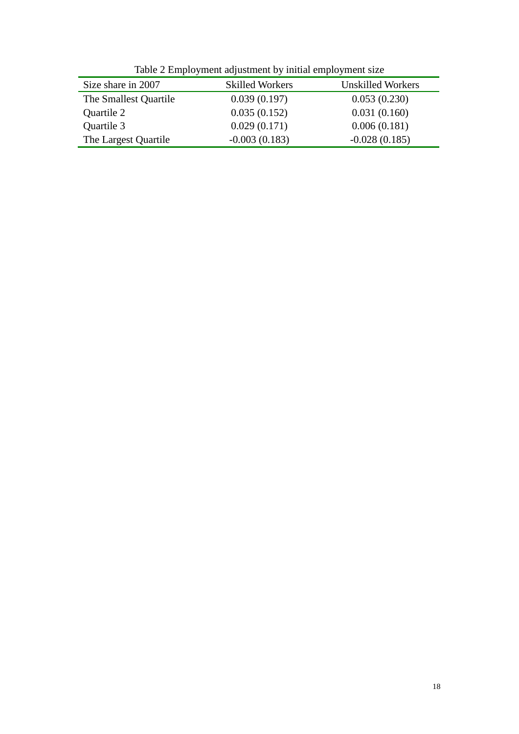Table 2 Employment adjustment by initial employment size

| Size share in 2007 | Skilled Workers | Unskilled Workers |
|---|---|---|
| The Smallest Quartile | 0.039 (0.197) | 0.053 (0.230) |
| Quartile 2 | 0.035 (0.152) | 0.031 (0.160) |
| Quartile 3 | 0.029 (0.171) | 0.006 (0.181) |
| The Largest Quartile | -0.003 (0.183) | -0.028 (0.185) |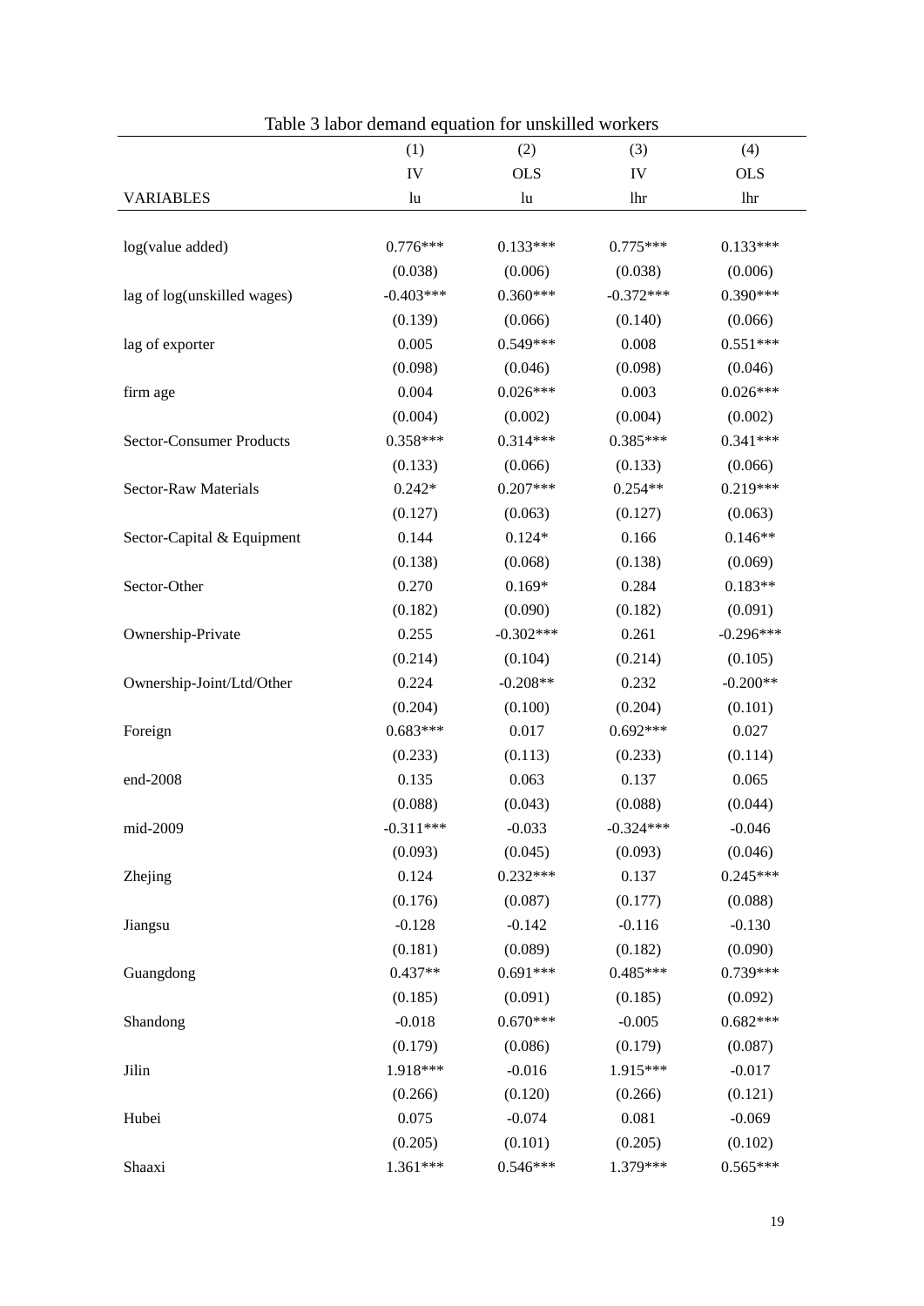Table 3 labor demand equation for unskilled workers

| | (1) | (2) | (3) | (4) |
|---|---|---|---|---|
| | IV | OLS | IV | OLS |
| VARIABLES | lu | lu | lhr | lhr |
| | | | | |
| log(value added) | 0.776*** | 0.133*** | 0.775*** | 0.133*** |
| | (0.038) | (0.006) | (0.038) | (0.006) |
| lag of log(unskilled wages) | -0.403*** | 0.360*** | -0.372*** | 0.390*** |
| | (0.139) | (0.066) | (0.140) | (0.066) |
| lag of exporter | 0.005 | 0.549*** | 0.008 | 0.551*** |
| | (0.098) | (0.046) | (0.098) | (0.046) |
| firm age | 0.004 | 0.026*** | 0.003 | 0.026*** |
| | (0.004) | (0.002) | (0.004) | (0.002) |
| Sector-Consumer Products | 0.358*** | 0.314*** | 0.385*** | 0.341*** |
| | (0.133) | (0.066) | (0.133) | (0.066) |
| Sector-Raw Materials | 0.242* | 0.207*** | 0.254** | 0.219*** |
| | (0.127) | (0.063) | (0.127) | (0.063) |
| Sector-Capital & Equipment | 0.144 | 0.124* | 0.166 | 0.146** |
| | (0.138) | (0.068) | (0.138) | (0.069) |
| Sector-Other | 0.270 | 0.169* | 0.284 | 0.183** |
| | (0.182) | (0.090) | (0.182) | (0.091) |
| Ownership-Private | 0.255 | -0.302*** | 0.261 | -0.296*** |
| | (0.214) | (0.104) | (0.214) | (0.105) |
| Ownership-Joint/Ltd/Other | 0.224 | -0.208** | 0.232 | -0.200** |
| | (0.204) | (0.100) | (0.204) | (0.101) |
| Foreign | 0.683*** | 0.017 | 0.692*** | 0.027 |
| | (0.233) | (0.113) | (0.233) | (0.114) |
| end-2008 | 0.135 | 0.063 | 0.137 | 0.065 |
| | (0.088) | (0.043) | (0.088) | (0.044) |
| mid-2009 | -0.311*** | -0.033 | -0.324*** | -0.046 |
| | (0.093) | (0.045) | (0.093) | (0.046) |
| Zhejing | 0.124 | 0.232*** | 0.137 | 0.245*** |
| | (0.176) | (0.087) | (0.177) | (0.088) |
| Jiangsu | -0.128 | -0.142 | -0.116 | -0.130 |
| | (0.181) | (0.089) | (0.182) | (0.090) |
| Guangdong | 0.437** | 0.691*** | 0.485*** | 0.739*** |
| | (0.185) | (0.091) | (0.185) | (0.092) |
| Shandong | -0.018 | 0.670*** | -0.005 | 0.682*** |
| | (0.179) | (0.086) | (0.179) | (0.087) |
| Jilin | 1.918*** | -0.016 | 1.915*** | -0.017 |
| | (0.266) | (0.120) | (0.266) | (0.121) |
| Hubei | 0.075 | -0.074 | 0.081 | -0.069 |
| | (0.205) | (0.101) | (0.205) | (0.102) |
| Shaaxi | 1.361*** | 0.546*** | 1.379*** | 0.565*** |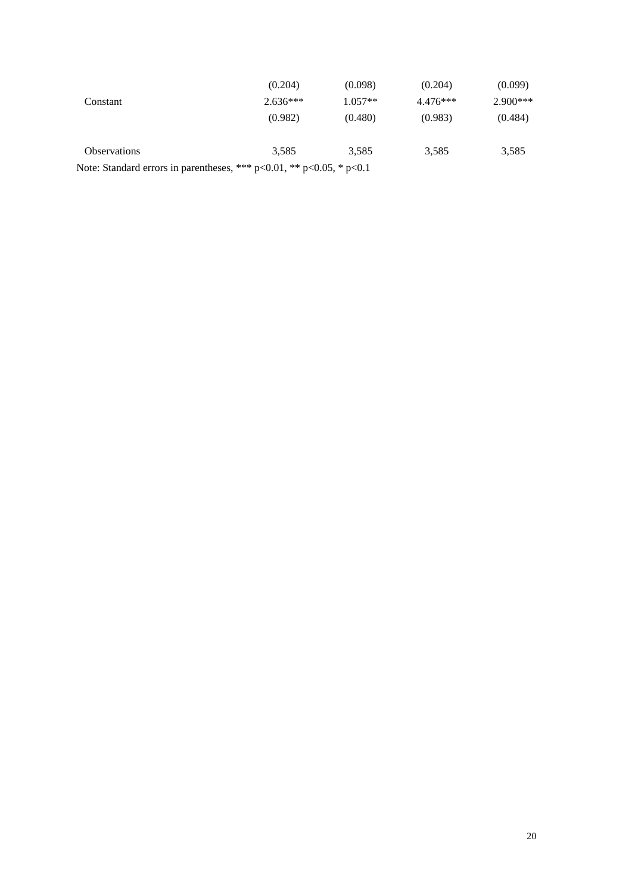| | | | | |
|---|---|---|---|---|
| | (0.204) | (0.098) | (0.204) | (0.099) |
| Constant | 2.636*** | 1.057** | 4.476*** | 2.900*** |
| | (0.982) | (0.480) | (0.983) | (0.484) |
| | | | | |
| Observations | 3,585 | 3,585 | 3,585 | 3,585 |

Note: Standard errors in parentheses, *** p<0.01, ** p<0.05, * p<0.1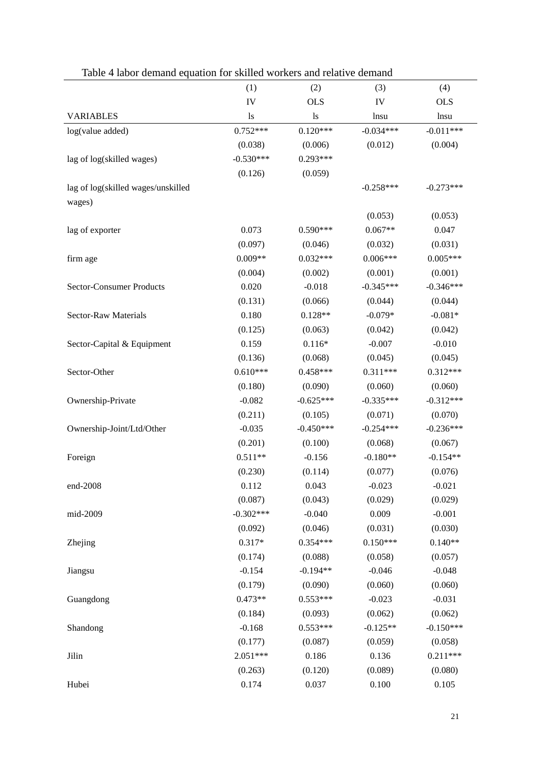Table 4 labor demand equation for skilled workers and relative demand

| | (1) | (2) | (3) | (4) |
|---|---|---|---|---|
| | IV | OLS | IV | OLS |
| VARIABLES | ls | ls | lnsu | lnsu |
| log(value added) | 0.752*** | 0.120*** | -0.034*** | -0.011*** |
| | (0.038) | (0.006) | (0.012) | (0.004) |
| lag of log(skilled wages) | -0.530*** | 0.293*** | | |
| | (0.126) | (0.059) | | |
| lag of log(skilled wages/unskilled wages) | | | -0.258*** | -0.273*** |
| | | | (0.053) | (0.053) |
| lag of exporter | 0.073 | 0.590*** | 0.067** | 0.047 |
| | (0.097) | (0.046) | (0.032) | (0.031) |
| firm age | 0.009** | 0.032*** | 0.006*** | 0.005*** |
| | (0.004) | (0.002) | (0.001) | (0.001) |
| Sector-Consumer Products | 0.020 | -0.018 | -0.345*** | -0.346*** |
| | (0.131) | (0.066) | (0.044) | (0.044) |
| Sector-Raw Materials | 0.180 | 0.128** | -0.079* | -0.081* |
| | (0.125) | (0.063) | (0.042) | (0.042) |
| Sector-Capital & Equipment | 0.159 | 0.116* | -0.007 | -0.010 |
| | (0.136) | (0.068) | (0.045) | (0.045) |
| Sector-Other | 0.610*** | 0.458*** | 0.311*** | 0.312*** |
| | (0.180) | (0.090) | (0.060) | (0.060) |
| Ownership-Private | -0.082 | -0.625*** | -0.335*** | -0.312*** |
| | (0.211) | (0.105) | (0.071) | (0.070) |
| Ownership-Joint/Ltd/Other | -0.035 | -0.450*** | -0.254*** | -0.236*** |
| | (0.201) | (0.100) | (0.068) | (0.067) |
| Foreign | 0.511** | -0.156 | -0.180** | -0.154** |
| | (0.230) | (0.114) | (0.077) | (0.076) |
| end-2008 | 0.112 | 0.043 | -0.023 | -0.021 |
| | (0.087) | (0.043) | (0.029) | (0.029) |
| mid-2009 | -0.302*** | -0.040 | 0.009 | -0.001 |
| | (0.092) | (0.046) | (0.031) | (0.030) |
| Zhejing | 0.317* | 0.354*** | 0.150*** | 0.140** |
| | (0.174) | (0.088) | (0.058) | (0.057) |
| Jiangsu | -0.154 | -0.194** | -0.046 | -0.048 |
| | (0.179) | (0.090) | (0.060) | (0.060) |
| Guangdong | 0.473** | 0.553*** | -0.023 | -0.031 |
| | (0.184) | (0.093) | (0.062) | (0.062) |
| Shandong | -0.168 | 0.553*** | -0.125** | -0.150*** |
| | (0.177) | (0.087) | (0.059) | (0.058) |
| Jilin | 2.051*** | 0.186 | 0.136 | 0.211*** |
| | (0.263) | (0.120) | (0.089) | (0.080) |
| Hubei | 0.174 | 0.037 | 0.100 | 0.105 |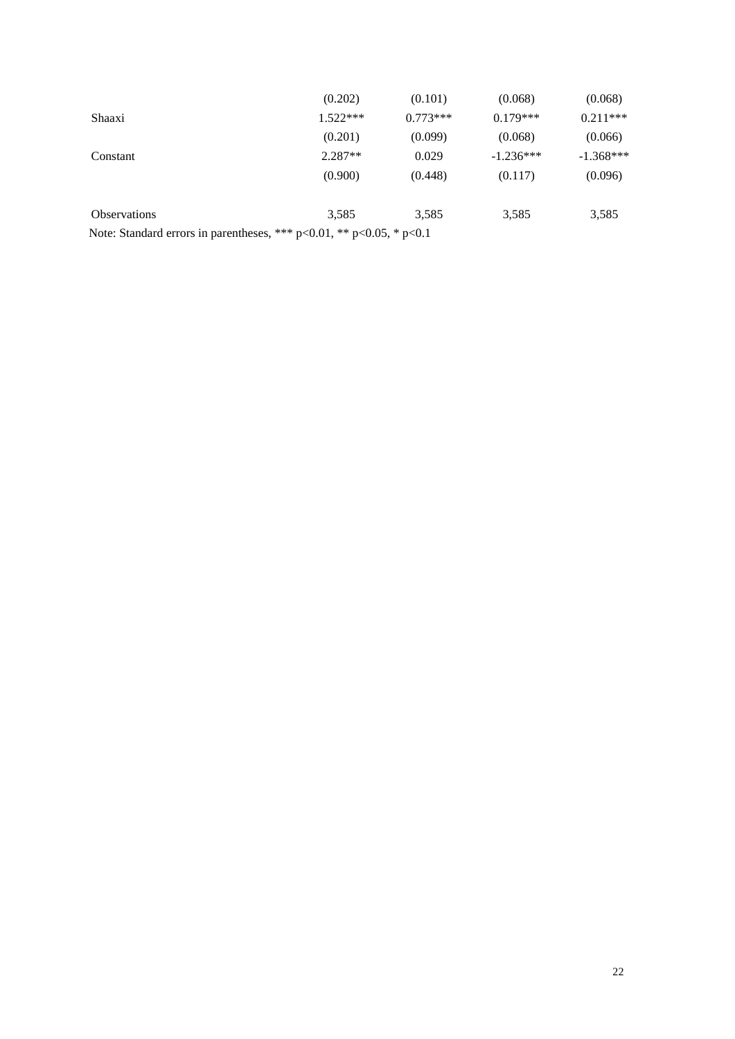| | | | | |
|---|---|---|---|---|
| | (0.202) | (0.101) | (0.068) | (0.068) |
| Shaaxi | 1.522*** | 0.773*** | 0.179*** | 0.211*** |
| | (0.201) | (0.099) | (0.068) | (0.066) |
| Constant | 2.287** | 0.029 | -1.236*** | -1.368*** |
| | (0.900) | (0.448) | (0.117) | (0.096) |
| Observations | 3,585 | 3,585 | 3,585 | 3,585 |

Note: Standard errors in parentheses, *** p<0.01, ** p<0.05, * p<0.1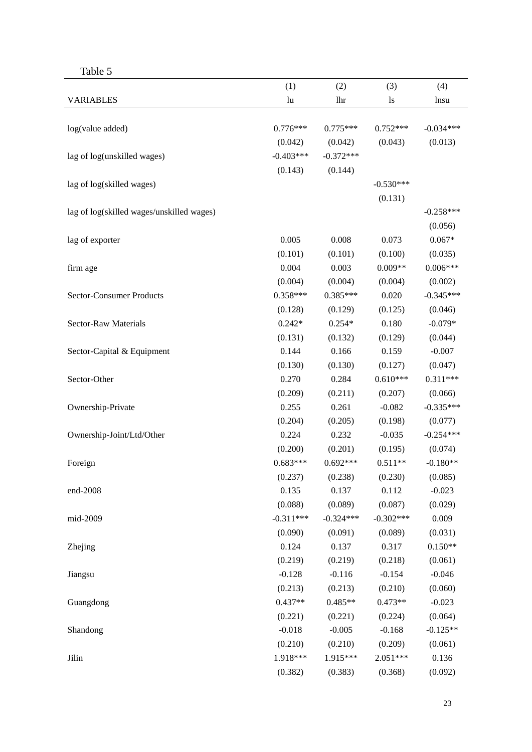Table 5

| VARIABLES | (1) lu | (2) lhr | (3) ls | (4) lnsu |
|---|---|---|---|---|
| log(value added) | 0.776*** | 0.775*** | 0.752*** | -0.034*** |
| | (0.042) | (0.042) | (0.043) | (0.013) |
| lag of log(unskilled wages) | -0.403*** | -0.372*** | | |
| | (0.143) | (0.144) | | |
| lag of log(skilled wages) | | | -0.530*** | |
| | | | (0.131) | |
| lag of log(skilled wages/unskilled wages) | | | | -0.258*** |
| | | | | (0.056) |
| lag of exporter | 0.005 | 0.008 | 0.073 | 0.067* |
| | (0.101) | (0.101) | (0.100) | (0.035) |
| firm age | 0.004 | 0.003 | 0.009** | 0.006*** |
| | (0.004) | (0.004) | (0.004) | (0.002) |
| Sector-Consumer Products | 0.358*** | 0.385*** | 0.020 | -0.345*** |
| | (0.128) | (0.129) | (0.125) | (0.046) |
| Sector-Raw Materials | 0.242* | 0.254* | 0.180 | -0.079* |
| | (0.131) | (0.132) | (0.129) | (0.044) |
| Sector-Capital & Equipment | 0.144 | 0.166 | 0.159 | -0.007 |
| | (0.130) | (0.130) | (0.127) | (0.047) |
| Sector-Other | 0.270 | 0.284 | 0.610*** | 0.311*** |
| | (0.209) | (0.211) | (0.207) | (0.066) |
| Ownership-Private | 0.255 | 0.261 | -0.082 | -0.335*** |
| | (0.204) | (0.205) | (0.198) | (0.077) |
| Ownership-Joint/Ltd/Other | 0.224 | 0.232 | -0.035 | -0.254*** |
| | (0.200) | (0.201) | (0.195) | (0.074) |
| Foreign | 0.683*** | 0.692*** | 0.511** | -0.180** |
| | (0.237) | (0.238) | (0.230) | (0.085) |
| end-2008 | 0.135 | 0.137 | 0.112 | -0.023 |
| | (0.088) | (0.089) | (0.087) | (0.029) |
| mid-2009 | -0.311*** | -0.324*** | -0.302*** | 0.009 |
| | (0.090) | (0.091) | (0.089) | (0.031) |
| Zhejing | 0.124 | 0.137 | 0.317 | 0.150** |
| | (0.219) | (0.219) | (0.218) | (0.061) |
| Jiangsu | -0.128 | -0.116 | -0.154 | -0.046 |
| | (0.213) | (0.213) | (0.210) | (0.060) |
| Guangdong | 0.437** | 0.485** | 0.473** | -0.023 |
| | (0.221) | (0.221) | (0.224) | (0.064) |
| Shandong | -0.018 | -0.005 | -0.168 | -0.125** |
| | (0.210) | (0.210) | (0.209) | (0.061) |
| Jilin | 1.918*** | 1.915*** | 2.051*** | 0.136 |
| | (0.382) | (0.383) | (0.368) | (0.092) |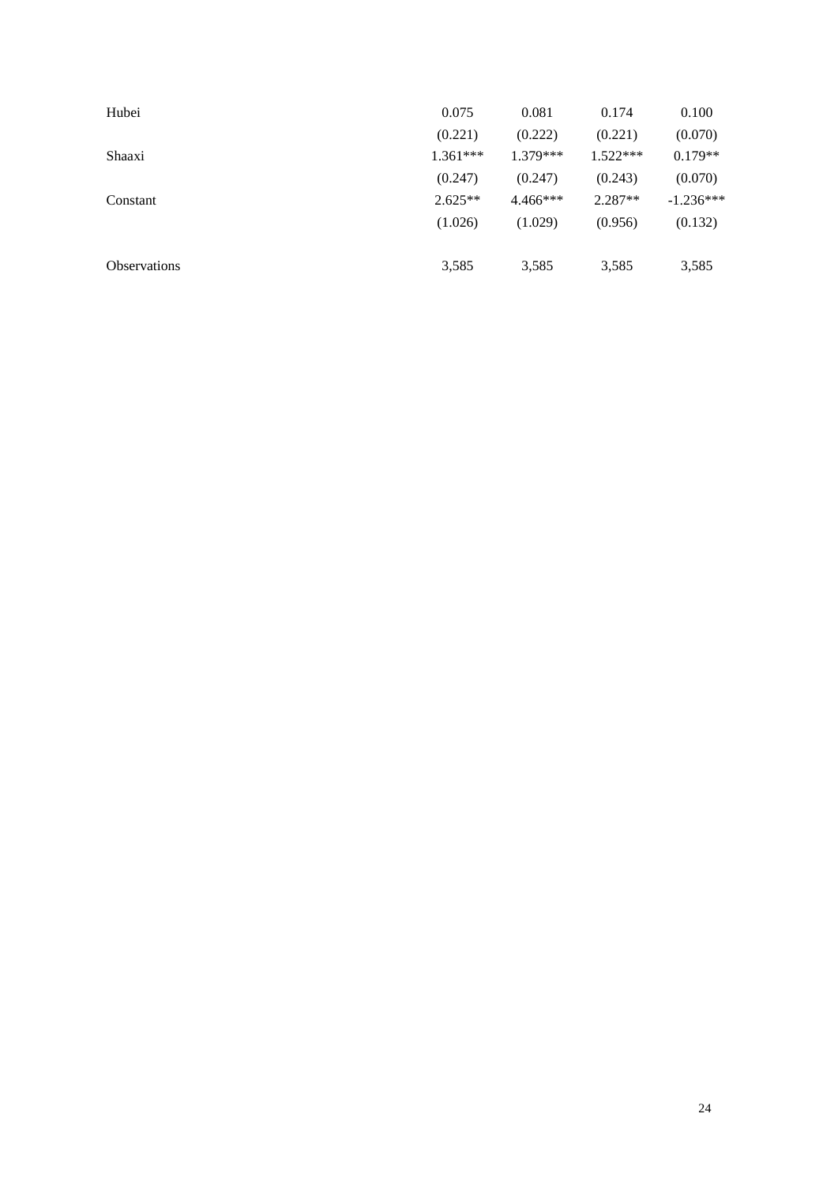| | | | | |
|---|---|---|---|---|
| Hubei | 0.075 | 0.081 | 0.174 | 0.100 |
| | (0.221) | (0.222) | (0.221) | (0.070) |
| Shaaxi | 1.361*** | 1.379*** | 1.522*** | 0.179** |
| | (0.247) | (0.247) | (0.243) | (0.070) |
| Constant | 2.625** | 4.466*** | 2.287** | -1.236*** |
| | (1.026) | (1.029) | (0.956) | (0.132) |
| | | | | |
| Observations | 3,585 | 3,585 | 3,585 | 3,585 |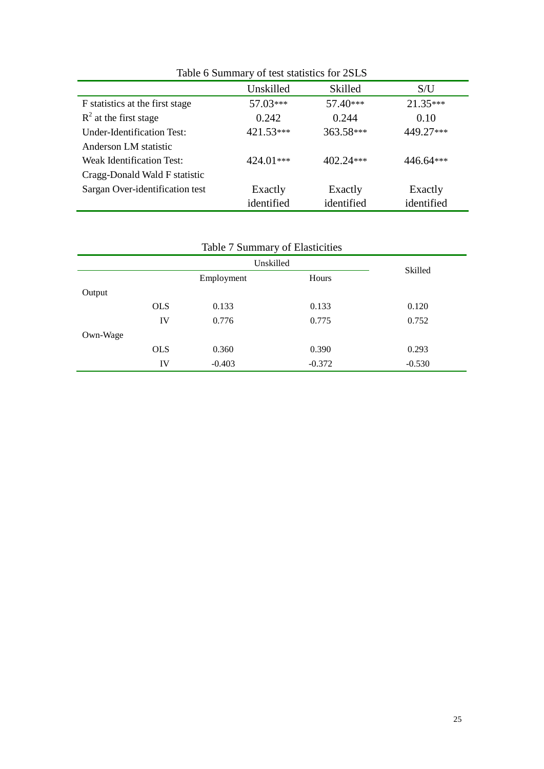Table 6 Summary of test statistics for 2SLS

| | Unskilled | Skilled | S/U |
|---|---|---|---|
| F statistics at the first stage | 57.03*** | 57.40*** | 21.35*** |
| $R^2$ at the first stage | 0.242 | 0.244 | 0.10 |
| Under-Identification Test: Anderson LM statistic | 421.53*** | 363.58*** | 449.27*** |
| Weak Identification Test: Cragg-Donald Wald F statistic | 424.01*** | 402.24*** | 446.64*** |
| Sargan Over-identification test | Exactly identified | Exactly identified | Exactly identified |

Table 7 Summary of Elasticities

| | | Unskilled | | Skilled |
|---|---|---|---|---|
| | | Employment | Hours | |
| Output | | | | |
| | OLS | 0.133 | 0.133 | 0.120 |
| | IV | 0.776 | 0.775 | 0.752 |
| Own-Wage | | | | |
| | OLS | 0.360 | 0.390 | 0.293 |
| | IV | -0.403 | -0.372 | -0.530 |